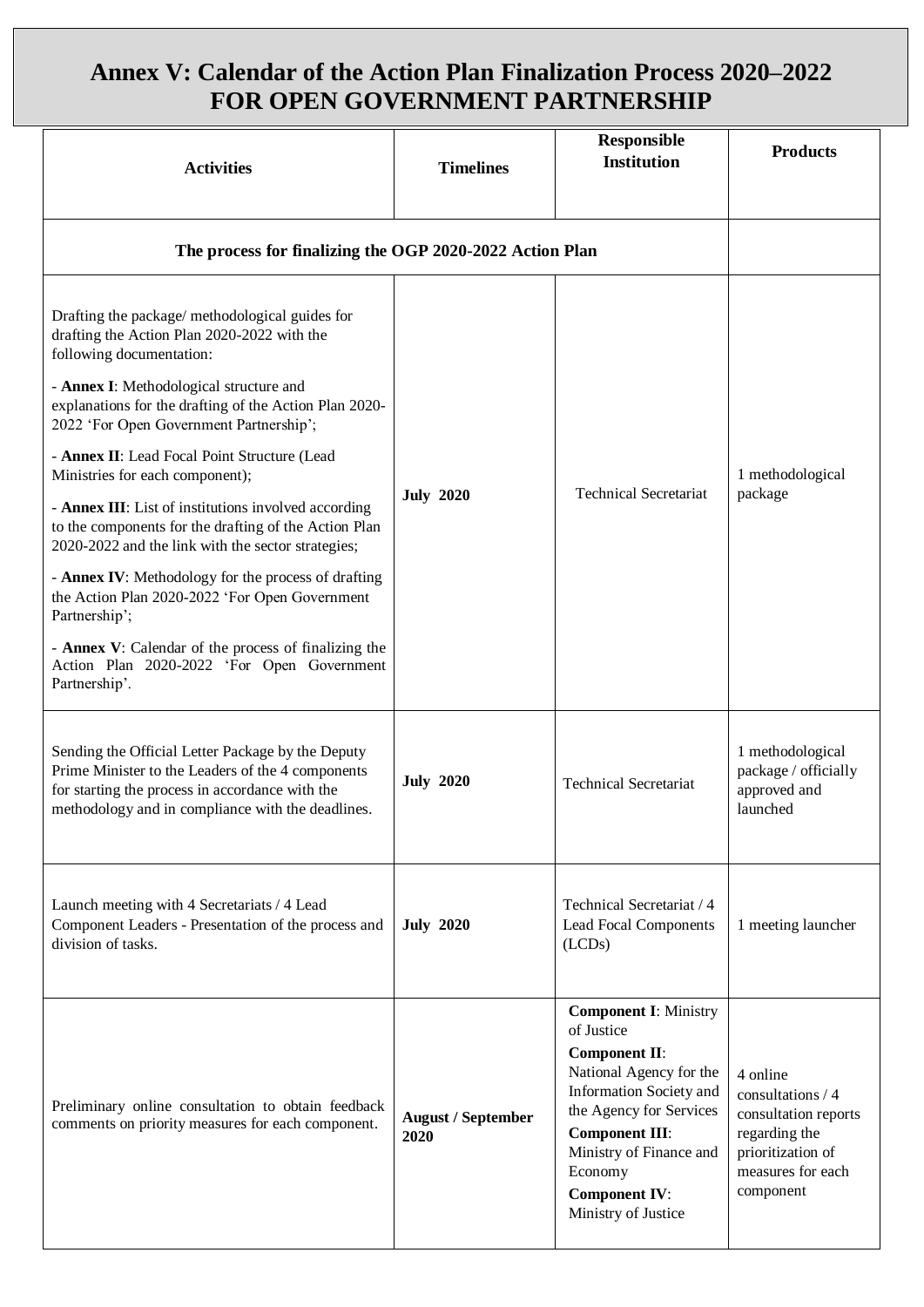# Annex V: Calendar of the Action Plan Finalization Process 2020–2022 FOR OPEN GOVERNMENT PARTNERSHIP

| Activities | Timelines | Responsible Institution | Products |
|---|---|---|---|
| **The process for finalizing the OGP 2020-2022 Action Plan** | | | |
| Drafting the package/ methodological guides for drafting the Action Plan 2020-2022 with the following documentation:<br>- **Annex I**: Methodological structure and explanations for the drafting of the Action Plan 2020-2022 'For Open Government Partnership';<br>- **Annex II**: Lead Focal Point Structure (Lead Ministries for each component);<br>- **Annex III**: List of institutions involved according to the components for the drafting of the Action Plan 2020-2022 and the link with the sector strategies;<br>- **Annex IV**: Methodology for the process of drafting the Action Plan 2020-2022 'For Open Government Partnership';<br>- **Annex V**: Calendar of the process of finalizing the Action Plan 2020-2022 'For Open Government Partnership'. | **July 2020** | Technical Secretariat | 1 methodological package |
| Sending the Official Letter Package by the Deputy Prime Minister to the Leaders of the 4 components for starting the process in accordance with the methodology and in compliance with the deadlines. | **July 2020** | Technical Secretariat | 1 methodological package / officially approved and launched |
| Launch meeting with 4 Secretariats / 4 Lead Component Leaders - Presentation of the process and division of tasks. | **July 2020** | Technical Secretariat / 4 Lead Focal Components (LCDs) | 1 meeting launcher |
| Preliminary online consultation to obtain feedback comments on priority measures for each component. | **August / September 2020** | **Component I**: Ministry of Justice<br>**Component II**: National Agency for the Information Society and the Agency for Services<br>**Component III**: Ministry of Finance and Economy<br>**Component IV**: Ministry of Justice | 4 online consultations / 4 consultation reports regarding the prioritization of measures for each component |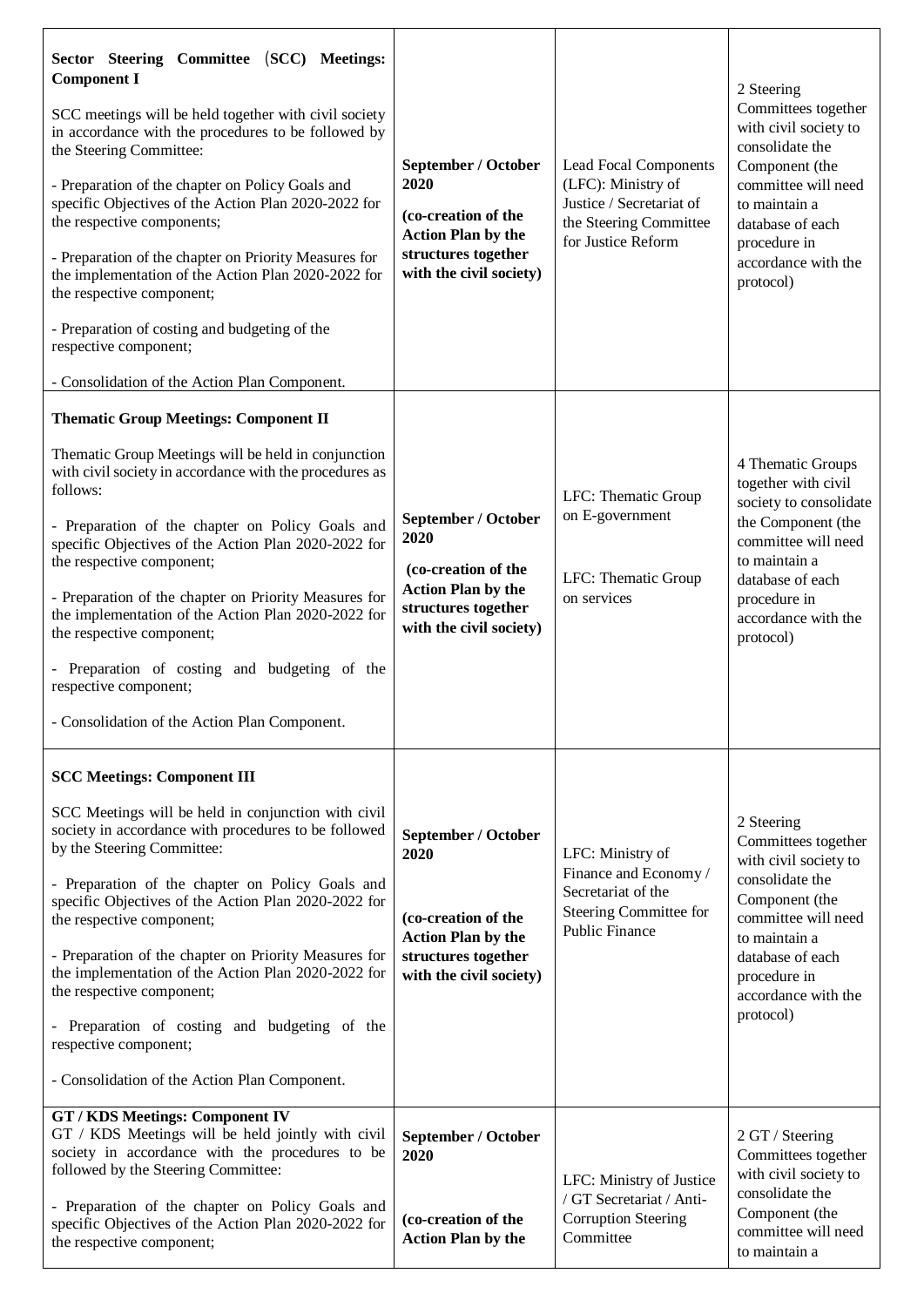| | | | |
|---|---|---|---|
| **Sector Steering Committee (SCC) Meetings: Component I**<br><br>SCC meetings will be held together with civil society in accordance with the procedures to be followed by the Steering Committee:<br><br>- Preparation of the chapter on Policy Goals and specific Objectives of the Action Plan 2020-2022 for the respective components;<br><br>- Preparation of the chapter on Priority Measures for the implementation of the Action Plan 2020-2022 for the respective component;<br><br>- Preparation of costing and budgeting of the respective component;<br><br>- Consolidation of the Action Plan Component. | **September / October 2020**<br><br>**(co-creation of the Action Plan by the structures together with the civil society)** | Lead Focal Components (LFC): Ministry of Justice / Secretariat of the Steering Committee for Justice Reform | 2 Steering Committees together with civil society to consolidate the Component (the committee will need to maintain a database of each procedure in accordance with the protocol) |
| **Thematic Group Meetings: Component II**<br><br>Thematic Group Meetings will be held in conjunction with civil society in accordance with the procedures as follows:<br><br>- Preparation of the chapter on Policy Goals and specific Objectives of the Action Plan 2020-2022 for the respective component;<br><br>- Preparation of the chapter on Priority Measures for the implementation of the Action Plan 2020-2022 for the respective component;<br><br>- Preparation of costing and budgeting of the respective component;<br><br>- Consolidation of the Action Plan Component. | **September / October 2020**<br><br>**(co-creation of the Action Plan by the structures together with the civil society)** | LFC: Thematic Group on E-government<br><br>LFC: Thematic Group on services | 4 Thematic Groups together with civil society to consolidate the Component (the committee will need to maintain a database of each procedure in accordance with the protocol) |
| **SCC Meetings: Component III**<br><br>SCC Meetings will be held in conjunction with civil society in accordance with procedures to be followed by the Steering Committee:<br><br>- Preparation of the chapter on Policy Goals and specific Objectives of the Action Plan 2020-2022 for the respective component;<br><br>- Preparation of the chapter on Priority Measures for the implementation of the Action Plan 2020-2022 for the respective component;<br><br>- Preparation of costing and budgeting of the respective component;<br><br>- Consolidation of the Action Plan Component. | **September / October 2020**<br><br>**(co-creation of the Action Plan by the structures together with the civil society)** | LFC: Ministry of Finance and Economy / Secretariat of the Steering Committee for Public Finance | 2 Steering Committees together with civil society to consolidate the Component (the committee will need to maintain a database of each procedure in accordance with the protocol) |
| **GT / KDS Meetings: Component IV**<br>GT / KDS Meetings will be held jointly with civil society in accordance with the procedures to be followed by the Steering Committee:<br><br>- Preparation of the chapter on Policy Goals and specific Objectives of the Action Plan 2020-2022 for the respective component; | **September / October 2020**<br><br>**(co-creation of the Action Plan by the** | LFC: Ministry of Justice / GT Secretariat / Anti-Corruption Steering Committee | 2 GT / Steering Committees together with civil society to consolidate the Component (the committee will need to maintain a |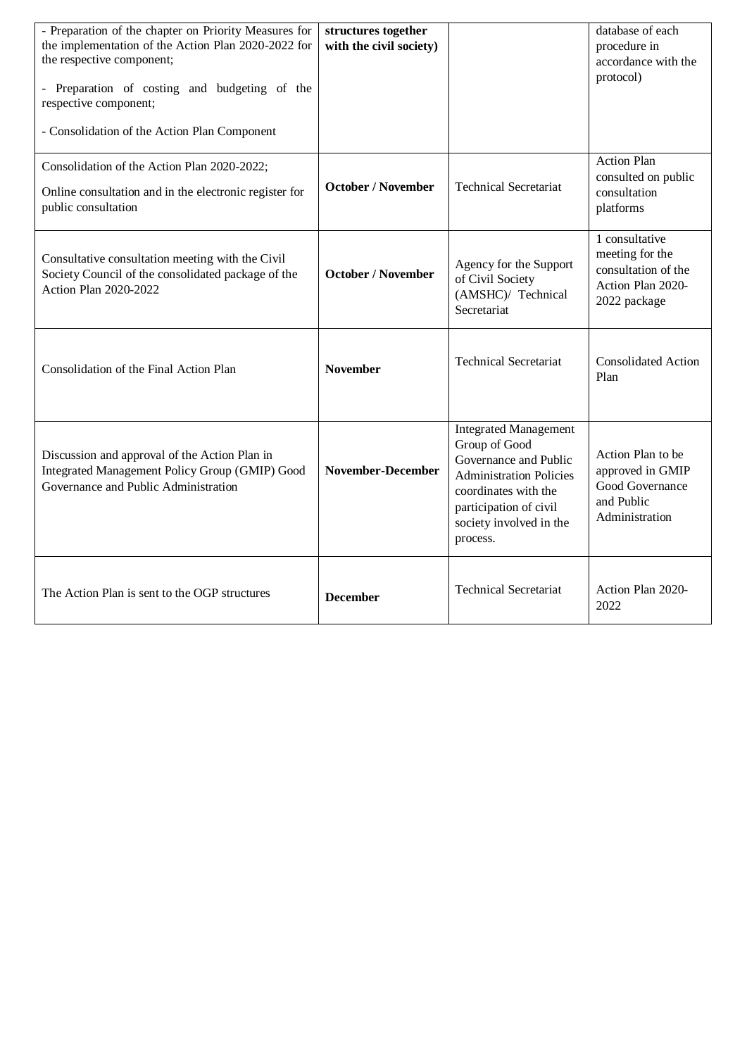| | | | |
|---|---|---|---|
| - Preparation of the chapter on Priority Measures for the implementation of the Action Plan 2020-2022 for the respective component;<br><br>- Preparation of costing and budgeting of the respective component;<br><br>- Consolidation of the Action Plan Component | **structures together with the civil society)** | | database of each procedure in accordance with the protocol) |
| Consolidation of the Action Plan 2020-2022;<br><br>Online consultation and in the electronic register for public consultation | **October / November** | Technical Secretariat | Action Plan consulted on public consultation platforms |
| Consultative consultation meeting with the Civil Society Council of the consolidated package of the Action Plan 2020-2022 | **October / November** | Agency for the Support of Civil Society (AMSHC)/ Technical Secretariat | 1 consultative meeting for the consultation of the Action Plan 2020-2022 package |
| Consolidation of the Final Action Plan | **November** | Technical Secretariat | Consolidated Action Plan |
| Discussion and approval of the Action Plan in Integrated Management Policy Group (GMIP) Good Governance and Public Administration | **November-December** | Integrated Management Group of Good Governance and Public Administration Policies coordinates with the participation of civil society involved in the process. | Action Plan to be approved in GMIP Good Governance and Public Administration |
| The Action Plan is sent to the OGP structures | **December** | Technical Secretariat | Action Plan 2020-2022 |